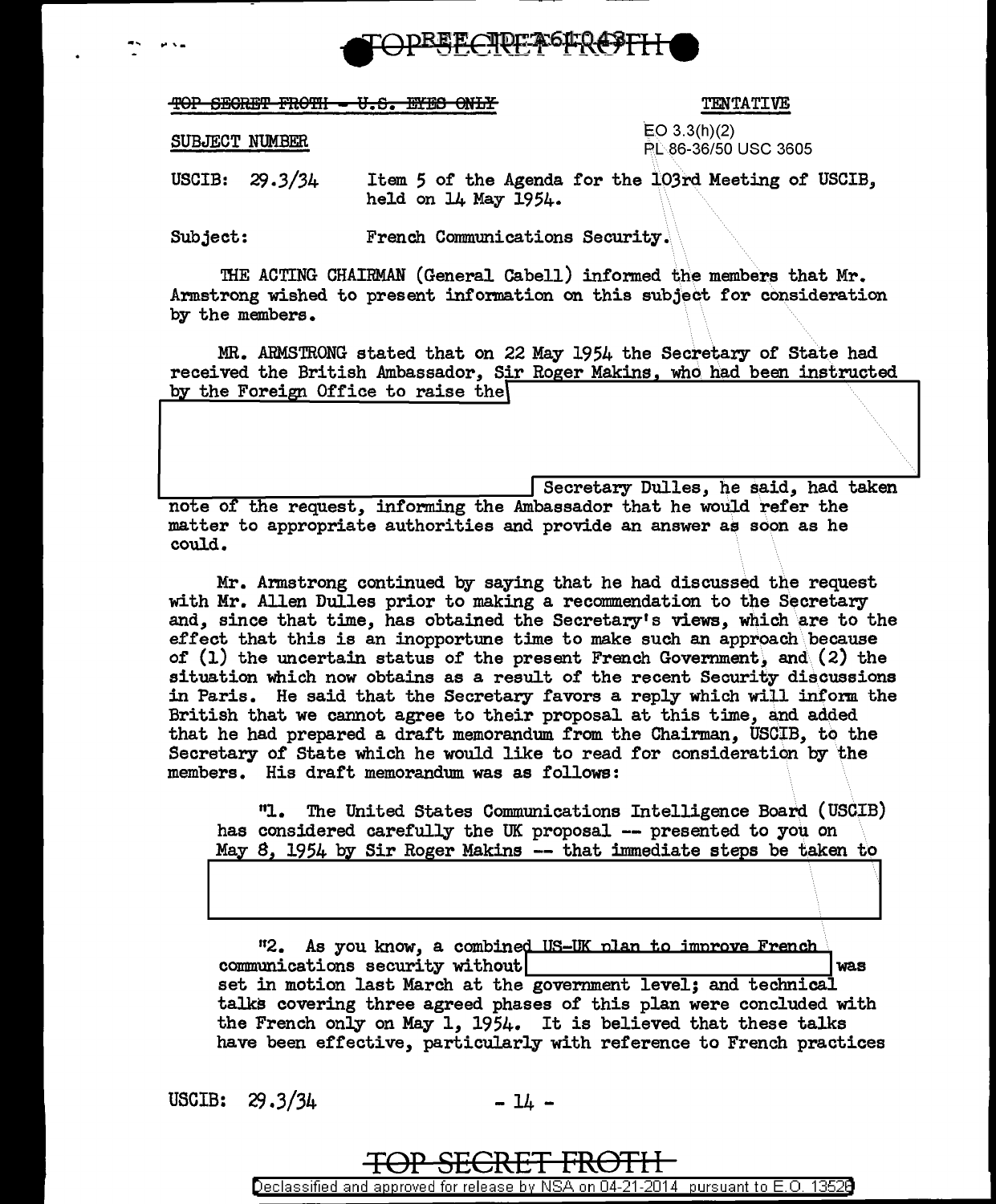~~TOP SECRET FROTH - U.S. EYES ONLY~~

TENTATIVE

SUBJECT NUMBER

EO 3.3(h)(2)
PL 86-36/50 USC 3605

USCIB: 29.3/34 Item 5 of the Agenda for the 103rd Meeting of USCIB, held on 14 May 1954.

Subject: French Communications Security.

THE ACTING CHAIRMAN (General Cabell) informed the members that Mr. Armstrong wished to present information on this subject for consideration by the members.

MR. ARMSTRONG stated that on 22 May 1954 the Secretary of State had received the British Ambassador, Sir Roger Makins, who had been instructed by the Foreign Office to raise the [REDACTED] Secretary Dulles, he said, had taken note of the request, informing the Ambassador that he would refer the matter to appropriate authorities and provide an answer as soon as he could.

Mr. Armstrong continued by saying that he had discussed the request with Mr. Allen Dulles prior to making a recommendation to the Secretary and, since that time, has obtained the Secretary's views, which are to the effect that this is an inopportune time to make such an approach because of (1) the uncertain status of the present French Government, and (2) the situation which now obtains as a result of the recent Security discussions in Paris. He said that the Secretary favors a reply which will inform the British that we cannot agree to their proposal at this time, and added that he had prepared a draft memorandum from the Chairman, USCIB, to the Secretary of State which he would like to read for consideration by the members. His draft memorandum was as follows:

"1. The United States Communications Intelligence Board (USCIB) has considered carefully the UK proposal -- presented to you on May 8, 1954 by Sir Roger Makins -- that immediate steps be taken to [REDACTED]

"2. As you know, a combined US-UK plan to improve French communications security without [REDACTED] was set in motion last March at the government level; and technical talks covering three agreed phases of this plan were concluded with the French only on May 1, 1954. It is believed that these talks have been effective, particularly with reference to French practices

USCIB: 29.3/34

TOP SECRET FROTH

Declassified and approved for release by NSA on 04-21-2014 pursuant to E.O. 13526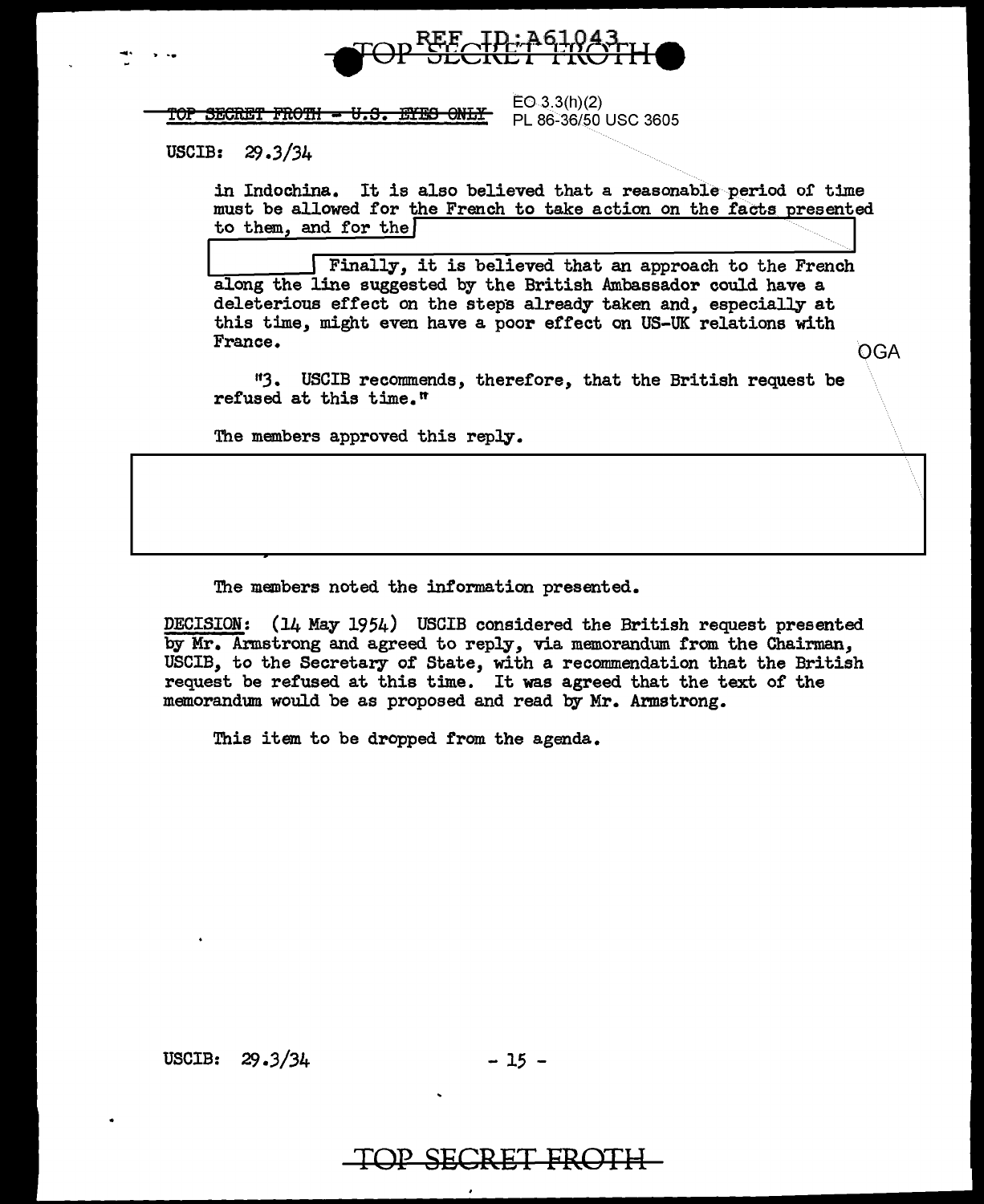TOP SECRET FROTH - U.S. EYES ONLY

EO 3.3(h)(2)
PL 86-36/50 USC 3605

USCIB: 29.3/34

in Indochina. It is also believed that a reasonable period of time must be allowed for the French to take action on the facts presented to them, and for the [redacted] Finally, it is believed that an approach to the French along the line suggested by the British Ambassador could have a deleterious effect on the steps already taken and, especially at this time, might even have a poor effect on US-UK relations with France.

OGA

"3. USCIB recommends, therefore, that the British request be refused at this time."

The members approved this reply.

[redacted]

The members noted the information presented.

DECISION: (14 May 1954) USCIB considered the British request presented by Mr. Armstrong and agreed to reply, via memorandum from the Chairman, USCIB, to the Secretary of State, with a recommendation that the British request be refused at this time. It was agreed that the text of the memorandum would be as proposed and read by Mr. Armstrong.

This item to be dropped from the agenda.

USCIB: 29.3/34